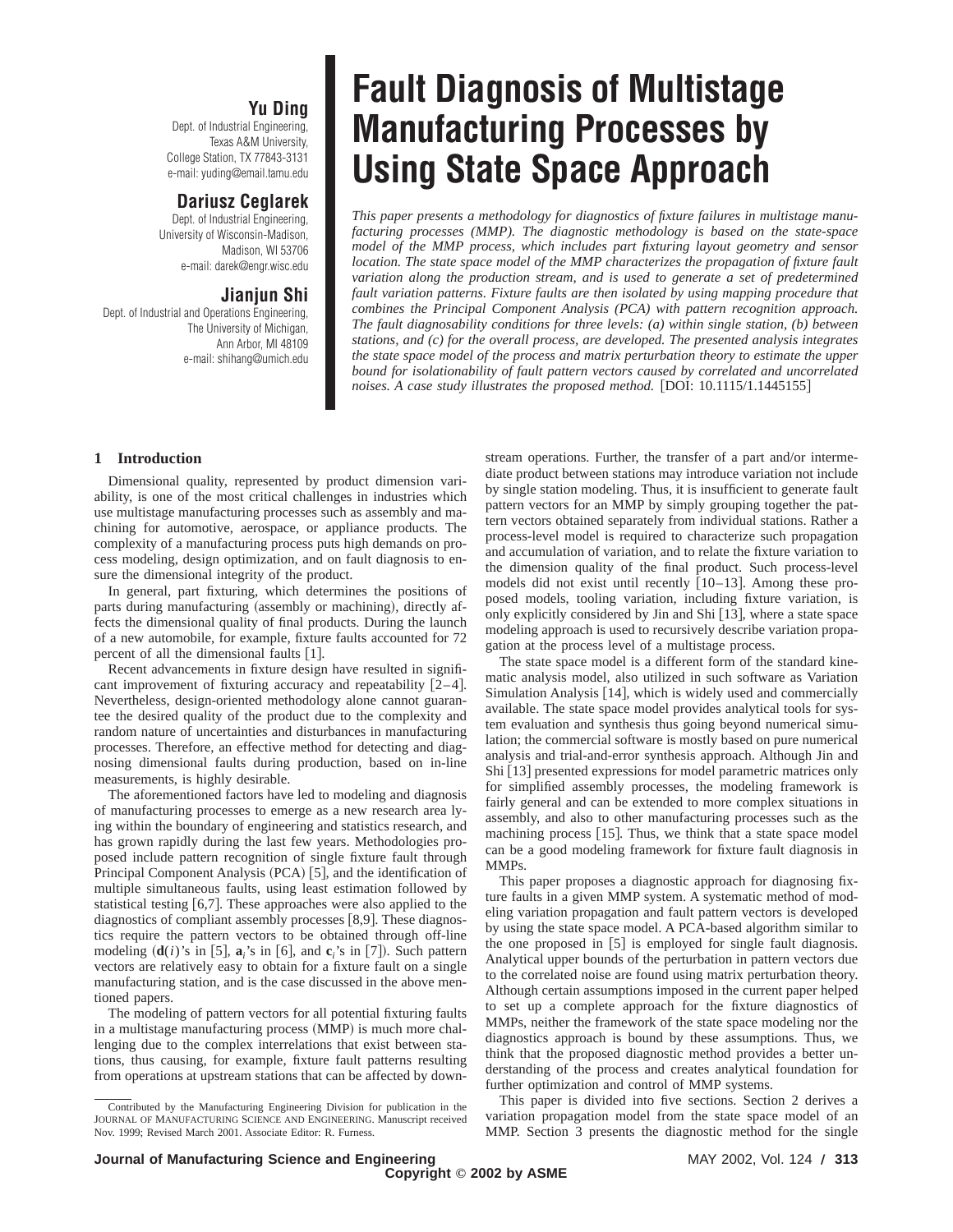# Fault Diagnosis of Multistage Manufacturing Processes by Using State Space Approach

**Yu Ding**
Dept. of Industrial Engineering,
Texas A&M University,
College Station, TX 77843-3131
e-mail: yuding@email.tamu.edu

**Dariusz Ceglarek**
Dept. of Industrial Engineering,
University of Wisconsin-Madison,
Madison, WI 53706
e-mail: darek@engr.wisc.edu

**Jianjun Shi**
Dept. of Industrial and Operations Engineering,
The University of Michigan,
Ann Arbor, MI 48109
e-mail: shihang@umich.edu

*This paper presents a methodology for diagnostics of fixture failures in multistage manufacturing processes (MMP). The diagnostic methodology is based on the state-space model of the MMP process, which includes part fixturing layout geometry and sensor location. The state space model of the MMP characterizes the propagation of fixture fault variation along the production stream, and is used to generate a set of predetermined fault variation patterns. Fixture faults are then isolated by using mapping procedure that combines the Principal Component Analysis (PCA) with pattern recognition approach. The fault diagnosability conditions for three levels: (a) within single station, (b) between stations, and (c) for the overall process, are developed. The presented analysis integrates the state space model of the process and matrix perturbation theory to estimate the upper bound for isolationability of fault pattern vectors caused by correlated and uncorrelated noises. A case study illustrates the proposed method.* [DOI: 10.1115/1.1445155]

## 1 Introduction

Dimensional quality, represented by product dimension variability, is one of the most critical challenges in industries which use multistage manufacturing processes such as assembly and machining for automotive, aerospace, or appliance products. The complexity of a manufacturing process puts high demands on process modeling, design optimization, and on fault diagnosis to ensure the dimensional integrity of the product.

In general, part fixturing, which determines the positions of parts during manufacturing (assembly or machining), directly affects the dimensional quality of final products. During the launch of a new automobile, for example, fixture faults accounted for 72 percent of all the dimensional faults [1].

Recent advancements in fixture design have resulted in significant improvement of fixturing accuracy and repeatability [2–4]. Nevertheless, design-oriented methodology alone cannot guarantee the desired quality of the product due to the complexity and random nature of uncertainties and disturbances in manufacturing processes. Therefore, an effective method for detecting and diagnosing dimensional faults during production, based on in-line measurements, is highly desirable.

The aforementioned factors have led to modeling and diagnosis of manufacturing processes to emerge as a new research area lying within the boundary of engineering and statistics research, and has grown rapidly during the last few years. Methodologies proposed include pattern recognition of single fixture fault through Principal Component Analysis (PCA) [5], and the identification of multiple simultaneous faults, using least estimation followed by statistical testing [6,7]. These approaches were also applied to the diagnostics of compliant assembly processes [8,9]. These diagnostics require the pattern vectors to be obtained through off-line modeling ($\mathbf{d}(i)$'s in [5], $\mathbf{a}_i$'s in [6], and $\mathbf{c}_i$'s in [7]). Such pattern vectors are relatively easy to obtain for a fixture fault on a single manufacturing station, and is the case discussed in the above mentioned papers.

The modeling of pattern vectors for all potential fixturing faults in a multistage manufacturing process (MMP) is much more challenging due to the complex interrelations that exist between stations, thus causing, for example, fixture fault patterns resulting from operations at upstream stations that can be affected by downstream operations. Further, the transfer of a part and/or intermediate product between stations may introduce variation not include by single station modeling. Thus, it is insufficient to generate fault pattern vectors for an MMP by simply grouping together the pattern vectors obtained separately from individual stations. Rather a process-level model is required to characterize such propagation and accumulation of variation, and to relate the fixture variation to the dimension quality of the final product. Such process-level models did not exist until recently [10–13]. Among these proposed models, tooling variation, including fixture variation, is only explicitly considered by Jin and Shi [13], where a state space modeling approach is used to recursively describe variation propagation at the process level of a multistage process.

The state space model is a different form of the standard kinematic analysis model, also utilized in such software as Variation Simulation Analysis [14], which is widely used and commercially available. The state space model provides analytical tools for system evaluation and synthesis thus going beyond numerical simulation; the commercial software is mostly based on pure numerical analysis and trial-and-error synthesis approach. Although Jin and Shi [13] presented expressions for model parametric matrices only for simplified assembly processes, the modeling framework is fairly general and can be extended to more complex situations in assembly, and also to other manufacturing processes such as the machining process [15]. Thus, we think that a state space model can be a good modeling framework for fixture fault diagnosis in MMPs.

This paper proposes a diagnostic approach for diagnosing fixture faults in a given MMP system. A systematic method of modeling variation propagation and fault pattern vectors is developed by using the state space model. A PCA-based algorithm similar to the one proposed in [5] is employed for single fault diagnosis. Analytical upper bounds of the perturbation in pattern vectors due to the correlated noise are found using matrix perturbation theory. Although certain assumptions imposed in the current paper helped to set up a complete approach for the fixture diagnostics of MMPs, neither the framework of the state space modeling nor the diagnostics approach is bound by these assumptions. Thus, we think that the proposed diagnostic method provides a better understanding of the process and creates analytical foundation for further optimization and control of MMP systems.

This paper is divided into five sections. Section 2 derives a variation propagation model from the state space model of an MMP. Section 3 presents the diagnostic method for the single

Contributed by the Manufacturing Engineering Division for publication in the JOURNAL OF MANUFACTURING SCIENCE AND ENGINEERING. Manuscript received Nov. 1999; Revised March 2001. Associate Editor: R. Furness.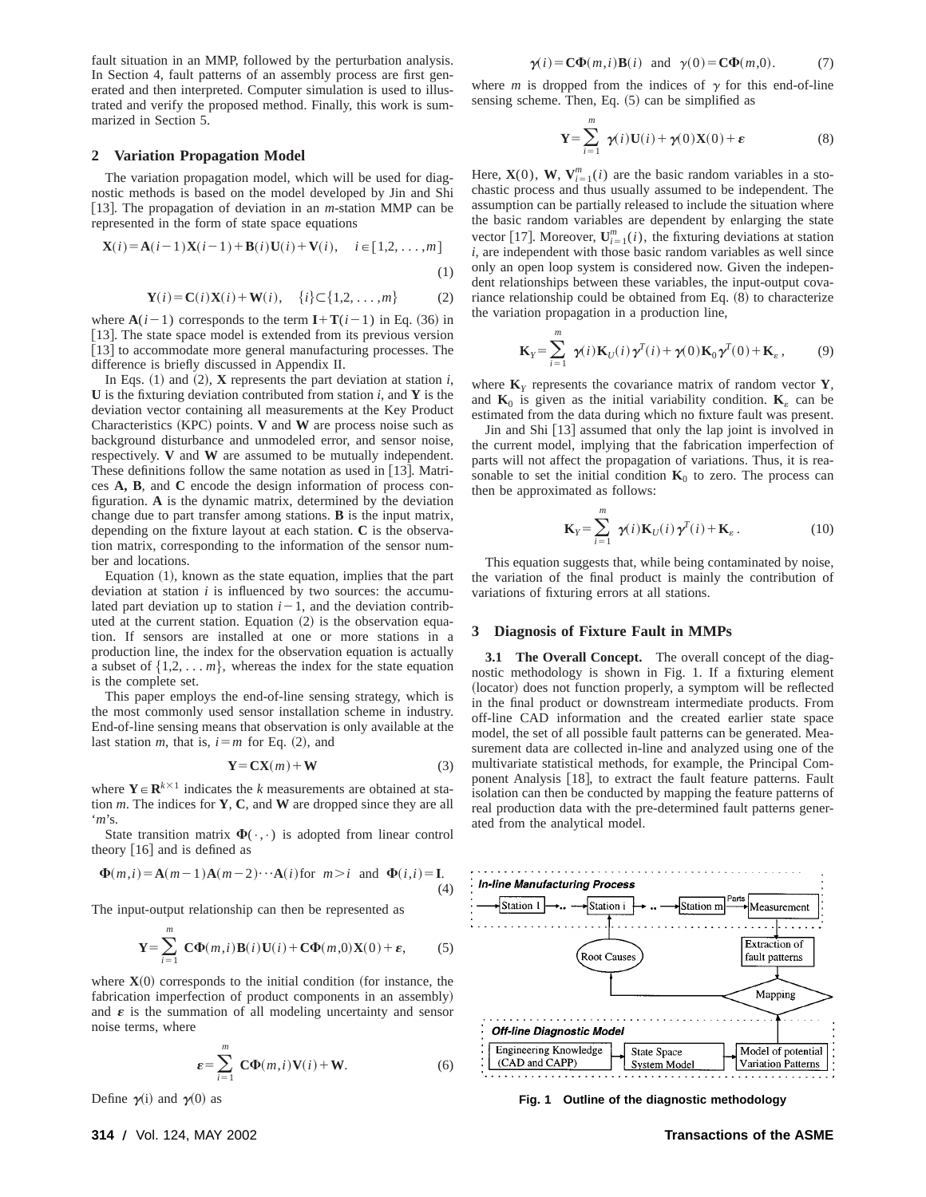fault situation in an MMP, followed by the perturbation analysis. In Section 4, fault patterns of an assembly process are first generated and then interpreted. Computer simulation is used to illustrated and verify the proposed method. Finally, this work is summarized in Section 5.

## 2 Variation Propagation Model

The variation propagation model, which will be used for diagnostic methods is based on the model developed by Jin and Shi [13]. The propagation of deviation in an $m$-station MMP can be represented in the form of state space equations

$$\mathbf{X}(i)=\mathbf{A}(i-1)\mathbf{X}(i-1)+\mathbf{B}(i)\mathbf{U}(i)+\mathbf{V}(i), \quad i\in[1,2,\ldots,m] \tag{1}$$

$$\mathbf{Y}(i)=\mathbf{C}(i)\mathbf{X}(i)+\mathbf{W}(i), \quad \{i\}\subset\{1,2,\ldots,m\} \tag{2}$$

where $\mathbf{A}(i-1)$ corresponds to the term $\mathbf{I}+\mathbf{T}(i-1)$ in Eq. (36) in [13]. The state space model is extended from its previous version [13] to accommodate more general manufacturing processes. The difference is briefly discussed in Appendix II.

In Eqs. (1) and (2), $\mathbf{X}$ represents the part deviation at station $i$, $\mathbf{U}$ is the fixturing deviation contributed from station $i$, and $\mathbf{Y}$ is the deviation vector containing all measurements at the Key Product Characteristics (KPC) points. $\mathbf{V}$ and $\mathbf{W}$ are process noise such as background disturbance and unmodeled error, and sensor noise, respectively. $\mathbf{V}$ and $\mathbf{W}$ are assumed to be mutually independent. These definitions follow the same notation as used in [13]. Matrices $\mathbf{A}$, $\mathbf{B}$, and $\mathbf{C}$ encode the design information of process configuration. $\mathbf{A}$ is the dynamic matrix, determined by the deviation change due to part transfer among stations. $\mathbf{B}$ is the input matrix, depending on the fixture layout at each station. $\mathbf{C}$ is the observation matrix, corresponding to the information of the sensor number and locations.

Equation (1), known as the state equation, implies that the part deviation at station $i$ is influenced by two sources: the accumulated part deviation up to station $i-1$, and the deviation contributed at the current station. Equation (2) is the observation equation. If sensors are installed at one or more stations in a production line, the index for the observation equation is actually a subset of $\{1,2,\ldots m\}$, whereas the index for the state equation is the complete set.

This paper employs the end-of-line sensing strategy, which is the most commonly used sensor installation scheme in industry. End-of-line sensing means that observation is only available at the last station $m$, that is, $i=m$ for Eq. (2), and

$$\mathbf{Y}=\mathbf{C}\mathbf{X}(m)+\mathbf{W} \tag{3}$$

where $\mathbf{Y}\in\mathbf{R}^{k\times 1}$ indicates the $k$ measurements are obtained at station $m$. The indices for $\mathbf{Y}$, $\mathbf{C}$, and $\mathbf{W}$ are dropped since they are all '$m$'s.

State transition matrix $\mathbf{\Phi}(\cdot,\cdot)$ is adopted from linear control theory [16] and is defined as

$$\mathbf{\Phi}(m,i)=\mathbf{A}(m-1)\mathbf{A}(m-2)\cdots\mathbf{A}(i)\text{for } m>i \text{ and } \mathbf{\Phi}(i,i)=\mathbf{I}. \tag{4}$$

The input-output relationship can then be represented as

$$\mathbf{Y}=\sum_{i=1}^{m}\mathbf{C}\mathbf{\Phi}(m,i)\mathbf{B}(i)\mathbf{U}(i)+\mathbf{C}\mathbf{\Phi}(m,0)\mathbf{X}(0)+\boldsymbol{\varepsilon}, \tag{5}$$

where $\mathbf{X}(0)$ corresponds to the initial condition (for instance, the fabrication imperfection of product components in an assembly) and $\boldsymbol{\varepsilon}$ is the summation of all modeling uncertainty and sensor noise terms, where

$$\boldsymbol{\varepsilon}=\sum_{i=1}^{m}\mathbf{C}\mathbf{\Phi}(m,i)\mathbf{V}(i)+\mathbf{W}. \tag{6}$$

Define $\boldsymbol{\gamma}(\mathrm{i})$ and $\boldsymbol{\gamma}(0)$ as

$$\boldsymbol{\gamma}(i)=\mathbf{C}\mathbf{\Phi}(m,i)\mathbf{B}(i) \text{ and } \gamma(0)=\mathbf{C}\mathbf{\Phi}(m,0). \tag{7}$$

where $m$ is dropped from the indices of $\gamma$ for this end-of-line sensing scheme. Then, Eq. (5) can be simplified as

$$\mathbf{Y}=\sum_{i=1}^{m}\boldsymbol{\gamma}(i)\mathbf{U}(i)+\boldsymbol{\gamma}(0)\mathbf{X}(0)+\boldsymbol{\varepsilon} \tag{8}$$

Here, $\mathbf{X}(0)$, $\mathbf{W}$, $\mathbf{V}_{i=1}^{m}(i)$ are the basic random variables in a stochastic process and thus usually assumed to be independent. The assumption can be partially released to include the situation where the basic random variables are dependent by enlarging the state vector [17]. Moreover, $\mathbf{U}_{i=1}^{m}(i)$, the fixturing deviations at station $i$, are independent with those basic random variables as well since only an open loop system is considered now. Given the independent relationships between these variables, the input-output covariance relationship could be obtained from Eq. (8) to characterize the variation propagation in a production line,

$$\mathbf{K}_Y=\sum_{i=1}^{m}\boldsymbol{\gamma}(i)\mathbf{K}_U(i)\boldsymbol{\gamma}^T(i)+\boldsymbol{\gamma}(0)\mathbf{K}_0\boldsymbol{\gamma}^T(0)+\mathbf{K}_\varepsilon, \tag{9}$$

where $\mathbf{K}_Y$ represents the covariance matrix of random vector $\mathbf{Y}$, and $\mathbf{K}_0$ is given as the initial variability condition. $\mathbf{K}_\varepsilon$ can be estimated from the data during which no fixture fault was present.

Jin and Shi [13] assumed that only the lap joint is involved in the current model, implying that the fabrication imperfection of parts will not affect the propagation of variations. Thus, it is reasonable to set the initial condition $\mathbf{K}_0$ to zero. The process can then be approximated as follows:

$$\mathbf{K}_Y=\sum_{i=1}^{m}\boldsymbol{\gamma}(i)\mathbf{K}_U(i)\boldsymbol{\gamma}^T(i)+\mathbf{K}_\varepsilon. \tag{10}$$

This equation suggests that, while being contaminated by noise, the variation of the final product is mainly the contribution of variations of fixturing errors at all stations.

## 3 Diagnosis of Fixture Fault in MMPs

**3.1 The Overall Concept.** The overall concept of the diagnostic methodology is shown in Fig. 1. If a fixturing element (locator) does not function properly, a symptom will be reflected in the final product or downstream intermediate products. From off-line CAD information and the created earlier state space model, the set of all possible fault patterns can be generated. Measurement data are collected in-line and analyzed using one of the multivariate statistical methods, for example, the Principal Component Analysis [18], to extract the fault feature patterns. Fault isolation can then be conducted by mapping the feature patterns of real production data with the pre-determined fault patterns generated from the analytical model.

**Fig. 1 Outline of the diagnostic methodology**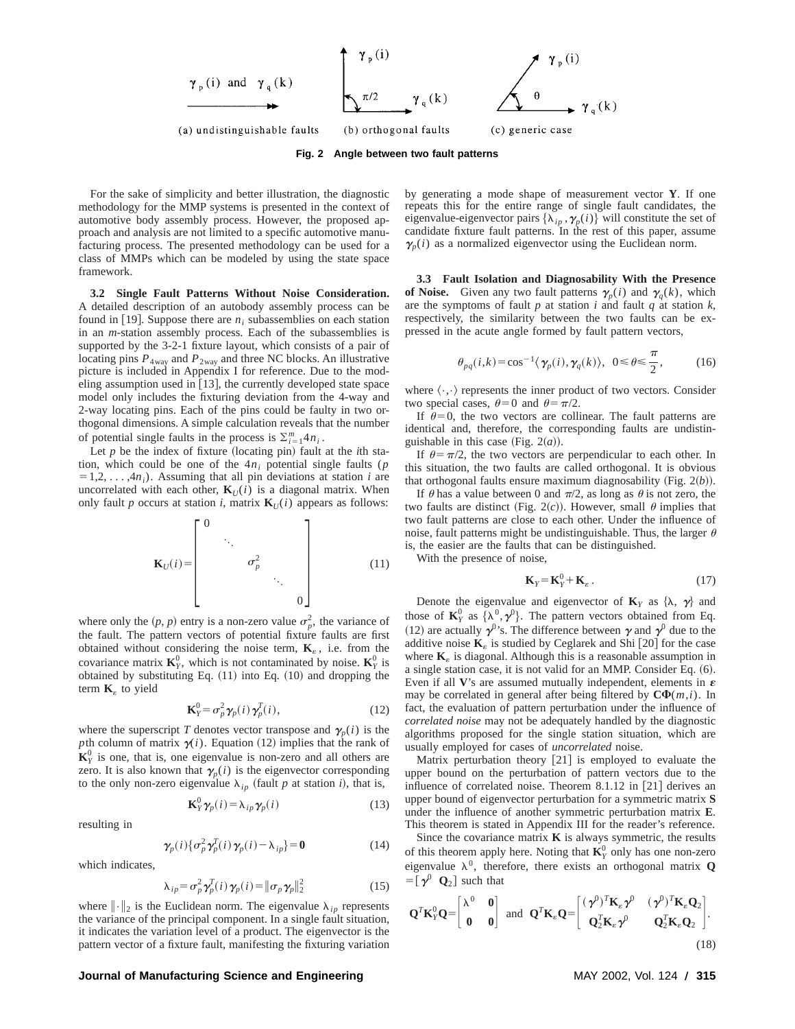(a) undistinguishable faults (b) orthogonal faults (c) generic case

**Fig. 2 Angle between two fault patterns**

For the sake of simplicity and better illustration, the diagnostic methodology for the MMP systems is presented in the context of automotive body assembly process. However, the proposed approach and analysis are not limited to a specific automotive manufacturing process. The presented methodology can be used for a class of MMPs which can be modeled by using the state space framework.

**3.2 Single Fault Patterns Without Noise Consideration.** A detailed description of an autobody assembly process can be found in [19]. Suppose there are $n_i$ subassemblies on each station in an $m$-station assembly process. Each of the subassemblies is supported by the 3-2-1 fixture layout, which consists of a pair of locating pins $P_{4\text{way}}$ and $P_{2\text{way}}$ and three NC blocks. An illustrative picture is included in Appendix I for reference. Due to the modeling assumption used in [13], the currently developed state space model only includes the fixturing deviation from the 4-way and 2-way locating pins. Each of the pins could be faulty in two orthogonal dimensions. A simple calculation reveals that the number of potential single faults in the process is $\Sigma_{i=1}^{m} 4n_i$.

Let $p$ be the index of fixture (locating pin) fault at the $i$th station, which could be one of the $4n_i$ potential single faults ($p = 1,2,\ldots,4n_i$). Assuming that all pin deviations at station $i$ are uncorrelated with each other, $\mathbf{K}_U(i)$ is a diagonal matrix. When only fault $p$ occurs at station $i$, matrix $\mathbf{K}_U(i)$ appears as follows:

$$\mathbf{K}_U(i) = \begin{bmatrix} 0 & & & & \\ & \ddots & & & \\ & & \sigma_p^2 & & \\ & & & \ddots & \\ & & & & 0 \end{bmatrix} \tag{11}$$

where only the $(p, p)$ entry is a non-zero value $\sigma_p^2$, the variance of the fault. The pattern vectors of potential fixture faults are first obtained without considering the noise term, $\mathbf{K}_\varepsilon$, i.e. from the covariance matrix $\mathbf{K}_Y^0$, which is not contaminated by noise. $\mathbf{K}_Y^0$ is obtained by substituting Eq. (11) into Eq. (10) and dropping the term $\mathbf{K}_\varepsilon$ to yield

$$\mathbf{K}_Y^0 = \sigma_p^2 \boldsymbol{\gamma}_p(i) \boldsymbol{\gamma}_p^T(i), \tag{12}$$

where the superscript $T$ denotes vector transpose and $\boldsymbol{\gamma}_p(i)$ is the $p$th column of matrix $\boldsymbol{\gamma}(i)$. Equation (12) implies that the rank of $\mathbf{K}_Y^0$ is one, that is, one eigenvalue is non-zero and all others are zero. It is also known that $\boldsymbol{\gamma}_p(i)$ is the eigenvector corresponding to the only non-zero eigenvalue $\lambda_{ip}$ (fault $p$ at station $i$), that is,

$$\mathbf{K}_Y^0 \boldsymbol{\gamma}_p(i) = \lambda_{ip} \boldsymbol{\gamma}_p(i) \tag{13}$$

resulting in

$$\boldsymbol{\gamma}_p(i)\{\sigma_p^2 \boldsymbol{\gamma}_p^T(i) \boldsymbol{\gamma}_p(i) - \lambda_{ip}\} = \mathbf{0} \tag{14}$$

which indicates,

$$\lambda_{ip} = \sigma_p^2 \boldsymbol{\gamma}_p^T(i) \boldsymbol{\gamma}_p(i) = \|\sigma_p \boldsymbol{\gamma}_p\|_2^2 \tag{15}$$

where $\|\cdot\|_2$ is the Euclidean norm. The eigenvalue $\lambda_{ip}$ represents the variance of the principal component. In a single fault situation, it indicates the variation level of a product. The eigenvector is the pattern vector of a fixture fault, manifesting the fixturing variation by generating a mode shape of measurement vector $\mathbf{Y}$. If one repeats this for the entire range of single fault candidates, the eigenvalue-eigenvector pairs $\{\lambda_{ip}, \boldsymbol{\gamma}_p(i)\}$ will constitute the set of candidate fixture fault patterns. In the rest of this paper, assume $\boldsymbol{\gamma}_p(i)$ as a normalized eigenvector using the Euclidean norm.

**3.3 Fault Isolation and Diagnosability With the Presence of Noise.** Given any two fault patterns $\boldsymbol{\gamma}_p(i)$ and $\boldsymbol{\gamma}_q(k)$, which are the symptoms of fault $p$ at station $i$ and fault $q$ at station $k$, respectively, the similarity between the two faults can be expressed in the acute angle formed by fault pattern vectors,

$$\theta_{pq}(i,k) = \cos^{-1}\langle \boldsymbol{\gamma}_p(i), \boldsymbol{\gamma}_q(k) \rangle, \quad 0 \leqslant \theta \leqslant \frac{\pi}{2}, \tag{16}$$

where $\langle \cdot,\cdot \rangle$ represents the inner product of two vectors. Consider two special cases, $\theta = 0$ and $\theta = \pi/2$.

If $\theta = 0$, the two vectors are collinear. The fault patterns are identical and, therefore, the corresponding faults are undistinguishable in this case (Fig. 2(*a*)).

If $\theta = \pi/2$, the two vectors are perpendicular to each other. In this situation, the two faults are called orthogonal. It is obvious that orthogonal faults ensure maximum diagnosability (Fig. 2(*b*)).

If $\theta$ has a value between 0 and $\pi/2$, as long as $\theta$ is not zero, the two faults are distinct (Fig. 2(*c*)). However, small $\theta$ implies that two fault patterns are close to each other. Under the influence of noise, fault patterns might be undistinguishable. Thus, the larger $\theta$ is, the easier are the faults that can be distinguished.

With the presence of noise,

$$\mathbf{K}_Y = \mathbf{K}_Y^0 + \mathbf{K}_\varepsilon. \tag{17}$$

Denote the eigenvalue and eigenvector of $\mathbf{K}_Y$ as $\{\lambda, \boldsymbol{\gamma}\}$ and those of $\mathbf{K}_Y^0$ as $\{\lambda^0, \boldsymbol{\gamma}^0\}$. The pattern vectors obtained from Eq. (12) are actually $\boldsymbol{\gamma}^0$'s. The difference between $\boldsymbol{\gamma}$ and $\boldsymbol{\gamma}^0$ due to the additive noise $\mathbf{K}_\varepsilon$ is studied by Ceglarek and Shi [20] for the case where $\mathbf{K}_\varepsilon$ is diagonal. Although this is a reasonable assumption in a single station case, it is not valid for an MMP. Consider Eq. (6). Even if all $\mathbf{V}$'s are assumed mutually independent, elements in $\boldsymbol{\varepsilon}$ may be correlated in general after being filtered by $\mathbf{C}\boldsymbol{\Phi}(m,i)$. In fact, the evaluation of pattern perturbation under the influence of *correlated noise* may not be adequately handled by the diagnostic algorithms proposed for the single station situation, which are usually employed for cases of *uncorrelated* noise.

Matrix perturbation theory [21] is employed to evaluate the upper bound on the perturbation of pattern vectors due to the influence of correlated noise. Theorem 8.1.12 in [21] derives an upper bound of eigenvector perturbation for a symmetric matrix $\mathbf{S}$ under the influence of another symmetric perturbation matrix $\mathbf{E}$. This theorem is stated in Appendix III for the reader's reference.

Since the covariance matrix $\mathbf{K}$ is always symmetric, the results of this theorem apply here. Noting that $\mathbf{K}_Y^0$ only has one non-zero eigenvalue $\lambda^0$, therefore, there exists an orthogonal matrix $\mathbf{Q} = [\boldsymbol{\gamma}^0 \;\; \mathbf{Q}_2]$ such that

$$\mathbf{Q}^T \mathbf{K}_Y^0 \mathbf{Q} = \begin{bmatrix} \lambda^0 & \mathbf{0} \\ \mathbf{0} & \mathbf{0} \end{bmatrix} \quad \text{and} \quad \mathbf{Q}^T \mathbf{K}_\varepsilon \mathbf{Q} = \begin{bmatrix} (\boldsymbol{\gamma}^0)^T \mathbf{K}_\varepsilon \boldsymbol{\gamma}^0 & (\boldsymbol{\gamma}^0)^T \mathbf{K}_\varepsilon \mathbf{Q}_2 \\ \mathbf{Q}_2^T \mathbf{K}_\varepsilon \boldsymbol{\gamma}^0 & \mathbf{Q}_2^T \mathbf{K}_\varepsilon \mathbf{Q}_2 \end{bmatrix}. \tag{18}$$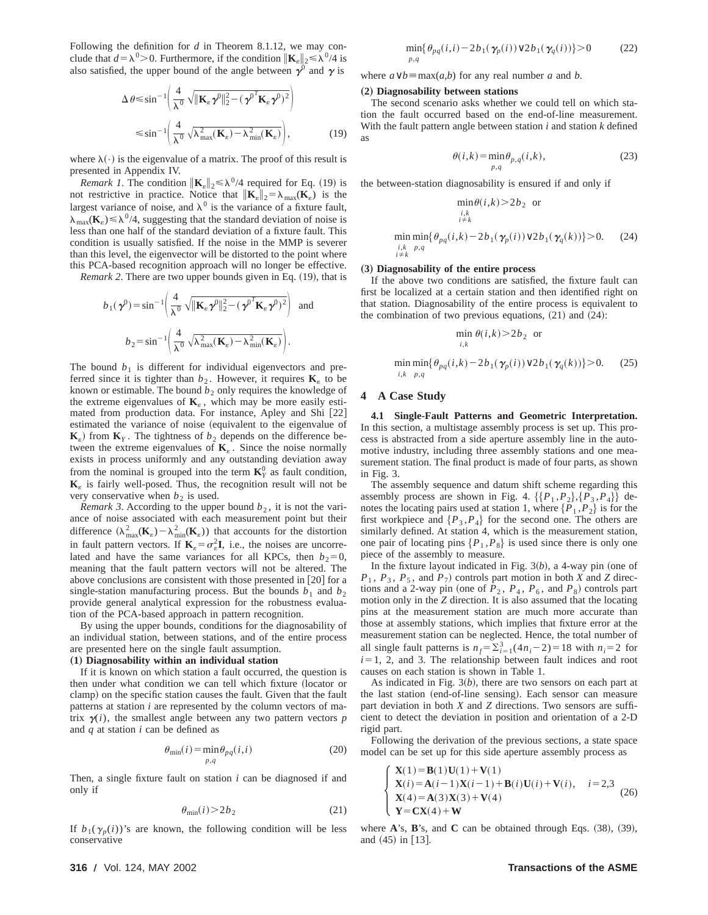Following the definition for $d$ in Theorem 8.1.12, we may conclude that $d=\lambda^0>0$. Furthermore, if the condition $\|\mathbf{K}_\varepsilon\|_2 \leq \lambda^0/4$ is also satisfied, the upper bound of the angle between $\boldsymbol{\gamma}^0$ and $\boldsymbol{\gamma}$ is

$$\Delta\theta \leq \sin^{-1}\left(\frac{4}{\lambda^0}\sqrt{\|\mathbf{K}_\varepsilon\boldsymbol{\gamma}^0\|_2^2-(\boldsymbol{\gamma}^{0^T}\mathbf{K}_\varepsilon\boldsymbol{\gamma}^0)^2}\right)$$
$$\leq \sin^{-1}\left(\frac{4}{\lambda^0}\sqrt{\lambda_{\max}^2(\mathbf{K}_\varepsilon)-\lambda_{\min}^2(\mathbf{K}_\varepsilon)}\right), \tag{19}$$

where $\lambda(\cdot)$ is the eigenvalue of a matrix. The proof of this result is presented in Appendix IV.

*Remark 1.* The condition $\|\mathbf{K}_\varepsilon\|_2 \leq \lambda^0/4$ required for Eq. (19) is not restrictive in practice. Notice that $\|\mathbf{K}_\varepsilon\|_2=\lambda_{\max}(\mathbf{K}_\varepsilon)$ is the largest variance of noise, and $\lambda^0$ is the variance of a fixture fault, $\lambda_{\max}(\mathbf{K}_\varepsilon)\leq\lambda^0/4$, suggesting that the standard deviation of noise is less than one half of the standard deviation of a fixture fault. This condition is usually satisfied. If the noise in the MMP is severer than this level, the eigenvector will be distorted to the point where this PCA-based recognition approach will no longer be effective.

*Remark 2.* There are two upper bounds given in Eq. (19), that is

$$b_1(\boldsymbol{\gamma}^0)=\sin^{-1}\left(\frac{4}{\lambda^0}\sqrt{\|\mathbf{K}_\varepsilon\boldsymbol{\gamma}^0\|_2^2-(\boldsymbol{\gamma}^{0^T}\mathbf{K}_\varepsilon\boldsymbol{\gamma}^0)^2}\right) \quad \text{and}$$
$$b_2=\sin^{-1}\left(\frac{4}{\lambda^0}\sqrt{\lambda_{\max}^2(\mathbf{K}_\varepsilon)-\lambda_{\min}^2(\mathbf{K}_\varepsilon)}\right).$$

The bound $b_1$ is different for individual eigenvectors and preferred since it is tighter than $b_2$. However, it requires $\mathbf{K}_\varepsilon$ to be known or estimable. The bound $b_2$ only requires the knowledge of the extreme eigenvalues of $\mathbf{K}_\varepsilon$, which may be more easily estimated from production data. For instance, Apley and Shi [22] estimated the variance of noise (equivalent to the eigenvalue of $\mathbf{K}_\varepsilon$) from $\mathbf{K}_Y$. The tightness of $b_2$ depends on the difference between the extreme eigenvalues of $\mathbf{K}_\varepsilon$. Since the noise normally exists in process uniformly and any outstanding deviation away from the nominal is grouped into the term $\mathbf{K}_Y^0$ as fault condition, $\mathbf{K}_\varepsilon$ is fairly well-posed. Thus, the recognition result will not be very conservative when $b_2$ is used.

*Remark 3.* According to the upper bound $b_2$, it is not the variance of noise associated with each measurement point but their difference $(\lambda_{\max}^2(\mathbf{K}_\varepsilon)-\lambda_{\min}^2(\mathbf{K}_\varepsilon))$ that accounts for the distortion in fault pattern vectors. If $\mathbf{K}_\varepsilon=\sigma_\varepsilon^2\mathbf{I}$, i.e., the noises are uncorrelated and have the same variances for all KPCs, then $b_2=0$, meaning that the fault pattern vectors will not be altered. The above conclusions are consistent with those presented in [20] for a single-station manufacturing process. But the bounds $b_1$ and $b_2$ provide general analytical expression for the robustness evaluation of the PCA-based approach in pattern recognition.

By using the upper bounds, conditions for the diagnosability of an individual station, between stations, and of the entire process are presented here on the single fault assumption.

**(1) Diagnosability within an individual station**

If it is known on which station a fault occurred, the question is then under what condition we can tell which fixture (locator or clamp) on the specific station causes the fault. Given that the fault patterns at station $i$ are represented by the column vectors of matrix $\boldsymbol{\gamma}(i)$, the smallest angle between any two pattern vectors $p$ and $q$ at station $i$ can be defined as

$$\theta_{\min}(i)=\min_{p,q}\theta_{pq}(i,i) \tag{20}$$

Then, a single fixture fault on station $i$ can be diagnosed if and only if

$$\theta_{\min}(i)>2b_2 \tag{21}$$

If $b_1(\gamma_p(i))$'s are known, the following condition will be less conservative

$$\min_{p,q}\{\theta_{pq}(i,i)-2b_1(\boldsymbol{\gamma}_p(i))\vee 2b_1(\boldsymbol{\gamma}_q(i))\}>0 \tag{22}$$

where $a\vee b\equiv\max(a,b)$ for any real number $a$ and $b$.

**(2) Diagnosability between stations**

The second scenario asks whether we could tell on which station the fault occurred based on the end-of-line measurement. With the fault pattern angle between station $i$ and station $k$ defined as

$$\theta(i,k)=\min_{p,q}\theta_{p,q}(i,k), \tag{23}$$

the between-station diagnosability is ensured if and only if

$$\min_{\substack{i,k\\ i\neq k}}\theta(i,k)>2b_2 \quad \text{or}$$
$$\min_{\substack{i,k\\ i\neq k}}\min_{p,q}\{\theta_{pq}(i,k)-2b_1(\boldsymbol{\gamma}_p(i))\vee 2b_1(\boldsymbol{\gamma}_q(k))\}>0. \tag{24}$$

**(3) Diagnosability of the entire process**

If the above two conditions are satisfied, the fixture fault can first be localized at a certain station and then identified right on that station. Diagnosability of the entire process is equivalent to the combination of two previous equations, (21) and (24):

$$\min_{i,k}\theta(i,k)>2b_2 \quad \text{or}$$
$$\min_{i,k}\min_{p,q}\{\theta_{pq}(i,k)-2b_1(\boldsymbol{\gamma}_p(i))\vee 2b_1(\boldsymbol{\gamma}_q(k))\}>0. \tag{25}$$

## 4 A Case Study

**4.1 Single-Fault Patterns and Geometric Interpretation.** In this section, a multistage assembly process is set up. This process is abstracted from a side aperture assembly line in the automotive industry, including three assembly stations and one measurement station. The final product is made of four parts, as shown in Fig. 3.

The assembly sequence and datum shift scheme regarding this assembly process are shown in Fig. 4. $\{\{P_1,P_2\},\{P_3,P_4\}\}$ denotes the locating pairs used at station 1, where $\{P_1,P_2\}$ is for the first workpiece and $\{P_3,P_4\}$ for the second one. The others are similarly defined. At station 4, which is the measurement station, one pair of locating pins $\{P_1,P_8\}$ is used since there is only one piece of the assembly to measure.

In the fixture layout indicated in Fig. 3(*b*), a 4-way pin (one of $P_1$, $P_3$, $P_5$, and $P_7$) controls part motion in both $X$ and $Z$ directions and a 2-way pin (one of $P_2$, $P_4$, $P_6$, and $P_8$) controls part motion only in the $Z$ direction. It is also assumed that the locating pins at the measurement station are much more accurate than those at assembly stations, which implies that fixture error at the measurement station can be neglected. Hence, the total number of all single fault patterns is $n_f=\sum_{i=1}^{3}(4n_i-2)=18$ with $n_i=2$ for $i=1$, 2, and 3. The relationship between fault indices and root causes on each station is shown in Table 1.

As indicated in Fig. 3(*b*), there are two sensors on each part at the last station (end-of-line sensing). Each sensor can measure part deviation in both $X$ and $Z$ directions. Two sensors are sufficient to detect the deviation in position and orientation of a 2-D rigid part.

Following the derivation of the previous sections, a state space model can be set up for this side aperture assembly process as

$$\begin{cases}\mathbf{X}(1)=\mathbf{B}(1)\mathbf{U}(1)+\mathbf{V}(1)\\ \mathbf{X}(i)=\mathbf{A}(i-1)\mathbf{X}(i-1)+\mathbf{B}(i)\mathbf{U}(i)+\mathbf{V}(i), \quad i=2,3\\ \mathbf{X}(4)=\mathbf{A}(3)\mathbf{X}(3)+\mathbf{V}(4)\\ \mathbf{Y}=\mathbf{C}\mathbf{X}(4)+\mathbf{W}\end{cases} \tag{26}$$

where $\mathbf{A}$'s, $\mathbf{B}$'s, and $\mathbf{C}$ can be obtained through Eqs. (38), (39), and (45) in [13].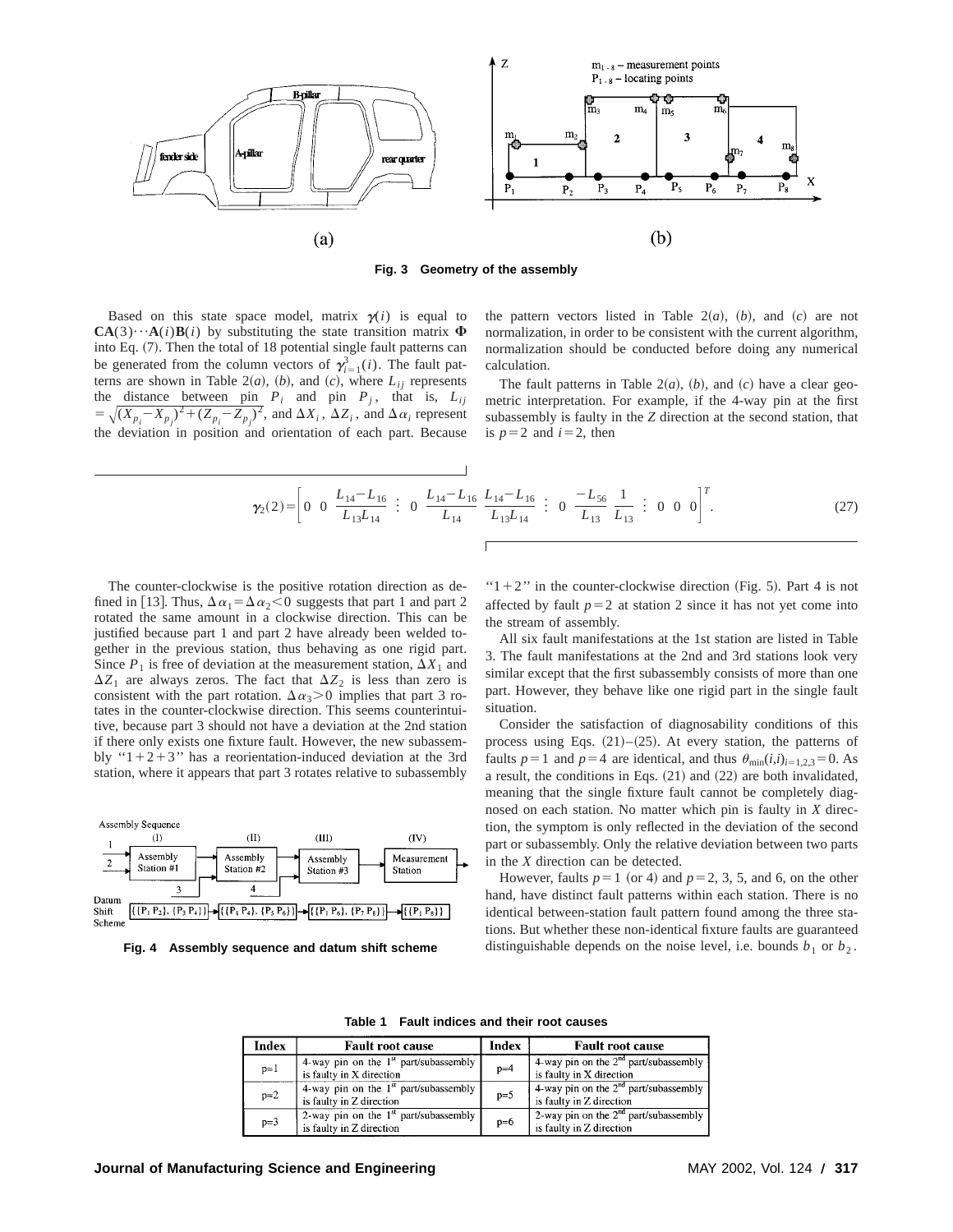Fig. 3 Geometry of the assembly

Based on this state space model, matrix $\boldsymbol{\gamma}(i)$ is equal to $\mathbf{CA}(3)\cdots\mathbf{A}(i)\mathbf{B}(i)$ by substituting the state transition matrix $\boldsymbol{\Phi}$ into Eq. (7). Then the total of 18 potential single fault patterns can be generated from the column vectors of $\boldsymbol{\gamma}_{i=1}^{3}(i)$. The fault patterns are shown in Table 2(*a*), (*b*), and (*c*), where $L_{ij}$ represents the distance between pin $P_i$ and pin $P_j$, that is, $L_{ij} = \sqrt{(X_{p_i}-X_{p_j})^2+(Z_{p_i}-Z_{p_j})^2}$, and $\Delta X_i$, $\Delta Z_i$, and $\Delta \alpha_i$ represent the deviation in position and orientation of each part. Because the pattern vectors listed in Table 2(*a*), (*b*), and (*c*) are not normalization, in order to be consistent with the current algorithm, normalization should be conducted before doing any numerical calculation.

The fault patterns in Table 2(*a*), (*b*), and (*c*) have a clear geometric interpretation. For example, if the 4-way pin at the first subassembly is faulty in the *Z* direction at the second station, that is $p=2$ and $i=2$, then

$$\boldsymbol{\gamma}_2(2)=\left[\begin{array}{cccccccccccccccc} 0 & 0 & \frac{L_{14}-L_{16}}{L_{13}L_{14}} & \vdots & 0 & \frac{L_{14}-L_{16}}{L_{14}} & \frac{L_{14}-L_{16}}{L_{13}L_{14}} & \vdots & 0 & \frac{-L_{56}}{L_{13}} & \frac{1}{L_{13}} & \vdots & 0 & 0 & 0 \end{array}\right]^T. \tag{27}$$

The counter-clockwise is the positive rotation direction as defined in [13]. Thus, $\Delta\alpha_1=\Delta\alpha_2<0$ suggests that part 1 and part 2 rotated the same amount in a clockwise direction. This can be justified because part 1 and part 2 have already been welded together in the previous station, thus behaving as one rigid part. Since $P_1$ is free of deviation at the measurement station, $\Delta X_1$ and $\Delta Z_1$ are always zeros. The fact that $\Delta Z_2$ is less than zero is consistent with the part rotation. $\Delta\alpha_3>0$ implies that part 3 rotates in the counter-clockwise direction. This seems counterintuitive, because part 3 should not have a deviation at the 2nd station if there only exists one fixture fault. However, the new subassembly "1+2+3" has a reorientation-induced deviation at the 3rd station, where it appears that part 3 rotates relative to subassembly "1+2" in the counter-clockwise direction (Fig. 5). Part 4 is not affected by fault $p=2$ at station 2 since it has not yet come into the stream of assembly.

All six fault manifestations at the 1st station are listed in Table 3. The fault manifestations at the 2nd and 3rd stations look very similar except that the first subassembly consists of more than one part. However, they behave like one rigid part in the single fault situation.

Consider the satisfaction of diagnosability conditions of this process using Eqs. (21)–(25). At every station, the patterns of faults $p=1$ and $p=4$ are identical, and thus $\theta_{\min}(i,i)_{i=1,2,3}=0$. As a result, the conditions in Eqs. (21) and (22) are both invalidated, meaning that the single fixture fault cannot be completely diagnosed on each station. No matter which pin is faulty in *X* direction, the symptom is only reflected in the deviation of the second part or subassembly. Only the relative deviation between two parts in the *X* direction can be detected.

However, faults $p=1$ (or 4) and $p=2$, 3, 5, and 6, on the other hand, have distinct fault patterns within each station. There is no identical between-station fault pattern found among the three stations. But whether these non-identical fixture faults are guaranteed distinguishable depends on the noise level, i.e. bounds $b_1$ or $b_2$.

Fig. 4 Assembly sequence and datum shift scheme

Table 1 Fault indices and their root causes

| Index | Fault root cause | Index | Fault root cause |
|---|---|---|---|
| p=1 | 4-way pin on the 1st part/subassembly is faulty in X direction | p=4 | 4-way pin on the 2nd part/subassembly is faulty in X direction |
| p=2 | 4-way pin on the 1st part/subassembly is faulty in Z direction | p=5 | 4-way pin on the 2nd part/subassembly is faulty in Z direction |
| p=3 | 2-way pin on the 1st part/subassembly is faulty in Z direction | p=6 | 2-way pin on the 2nd part/subassembly is faulty in Z direction |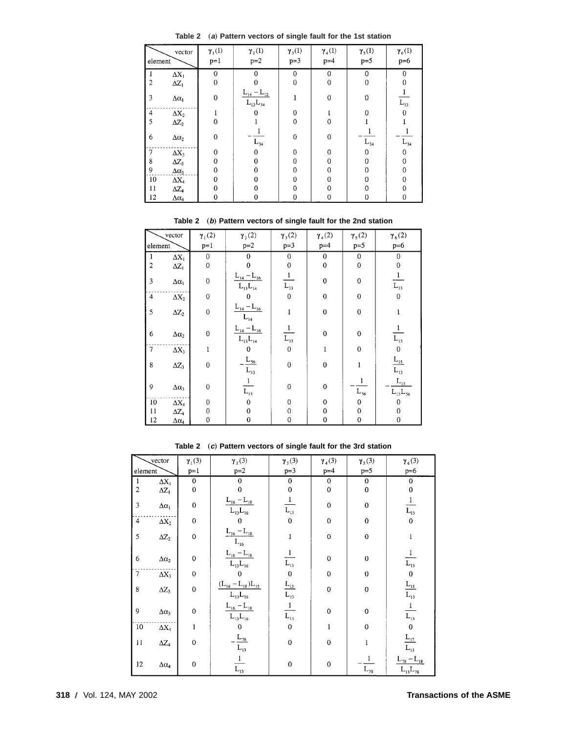**Table 2 (*a*) Pattern vectors of single fault for the 1st station**

| element \ vector | | $\gamma_1(1)$ p=1 | $\gamma_2(1)$ p=2 | $\gamma_3(1)$ p=3 | $\gamma_4(1)$ p=4 | $\gamma_5(1)$ p=5 | $\gamma_6(1)$ p=6 |
|---|---|---|---|---|---|---|---|
| 1 | $\Delta X_1$ | 0 | 0 | 0 | 0 | 0 | 0 |
| 2 | $\Delta Z_1$ | 0 | 0 | 0 | 0 | 0 | 0 |
| 3 | $\Delta\alpha_1$ | 0 | $\frac{L_{14}-L_{12}}{L_{12}L_{34}}$ | 1 | 0 | 0 | $\frac{1}{L_{13}}$ |
| 4 | $\Delta X_2$ | 1 | 0 | 0 | 1 | 0 | 0 |
| 5 | $\Delta Z_2$ | 0 | 1 | 0 | 0 | 1 | 1 |
| 6 | $\Delta\alpha_2$ | 0 | $-\frac{1}{L_{34}}$ | 0 | 0 | $-\frac{1}{L_{34}}$ | $-\frac{1}{L_{34}}$ |
| 7 | $\Delta X_3$ | 0 | 0 | 0 | 0 | 0 | 0 |
| 8 | $\Delta Z_3$ | 0 | 0 | 0 | 0 | 0 | 0 |
| 9 | $\Delta\alpha_3$ | 0 | 0 | 0 | 0 | 0 | 0 |
| 10 | $\Delta X_4$ | 0 | 0 | 0 | 0 | 0 | 0 |
| 11 | $\Delta Z_4$ | 0 | 0 | 0 | 0 | 0 | 0 |
| 12 | $\Delta\alpha_4$ | 0 | 0 | 0 | 0 | 0 | 0 |

**Table 2 (*b*) Pattern vectors of single fault for the 2nd station**

| element \ vector | | $\gamma_1(2)$ p=1 | $\gamma_2(2)$ p=2 | $\gamma_3(2)$ p=3 | $\gamma_4(2)$ p=4 | $\gamma_5(2)$ p=5 | $\gamma_6(2)$ p=6 |
|---|---|---|---|---|---|---|---|
| 1 | $\Delta X_1$ | 0 | 0 | 0 | 0 | 0 | 0 |
| 2 | $\Delta Z_1$ | 0 | 0 | 0 | 0 | 0 | 0 |
| 3 | $\Delta\alpha_1$ | 0 | $\frac{L_{14}-L_{16}}{L_{13}L_{14}}$ | $\frac{1}{L_{13}}$ | 0 | 0 | $\frac{1}{L_{13}}$ |
| 4 | $\Delta X_2$ | 0 | 0 | 0 | 0 | 0 | 0 |
| 5 | $\Delta Z_2$ | 0 | $\frac{L_{14}-L_{16}}{L_{14}}$ | 1 | 0 | 0 | 1 |
| 6 | $\Delta\alpha_2$ | 0 | $\frac{L_{14}-L_{16}}{L_{13}L_{14}}$ | $\frac{1}{L_{13}}$ | 0 | 0 | $\frac{1}{L_{13}}$ |
| 7 | $\Delta X_3$ | 1 | 0 | 0 | 1 | 0 | 0 |
| 8 | $\Delta Z_3$ | 0 | $-\frac{L_{56}}{L_{13}}$ | 0 | 0 | 1 | $\frac{L_{15}}{L_{13}}$ |
| 9 | $\Delta\alpha_3$ | 0 | $\frac{1}{L_{13}}$ | 0 | 0 | $-\frac{1}{L_{56}}$ | $-\frac{L_{15}}{L_{13}L_{56}}$ |
| 10 | $\Delta X_4$ | 0 | 0 | 0 | 0 | 0 | 0 |
| 11 | $\Delta Z_4$ | 0 | 0 | 0 | 0 | 0 | 0 |
| 12 | $\Delta\alpha_4$ | 0 | 0 | 0 | 0 | 0 | 0 |

**Table 2 (*c*) Pattern vectors of single fault for the 3rd station**

| element \ vector | | $\gamma_1(3)$ p=1 | $\gamma_2(3)$ p=2 | $\gamma_3(3)$ p=3 | $\gamma_4(3)$ p=4 | $\gamma_5(3)$ p=5 | $\gamma_6(3)$ p=6 |
|---|---|---|---|---|---|---|---|
| 1 | $\Delta X_1$ | 0 | 0 | 0 | 0 | 0 | 0 |
| 2 | $\Delta Z_1$ | 0 | 0 | 0 | 0 | 0 | 0 |
| 3 | $\Delta\alpha_1$ | 0 | $\frac{L_{16}-L_{18}}{L_{13}L_{16}}$ | $\frac{1}{L_{13}}$ | 0 | 0 | $\frac{1}{L_{13}}$ |
| 4 | $\Delta X_2$ | 0 | 0 | 0 | 0 | 0 | 0 |
| 5 | $\Delta Z_2$ | 0 | $\frac{L_{16}-L_{18}}{L_{16}}$ | 1 | 0 | 0 | 1 |
| 6 | $\Delta\alpha_2$ | 0 | $\frac{L_{16}-L_{18}}{L_{13}L_{16}}$ | $\frac{1}{L_{13}}$ | 0 | 0 | $\frac{1}{L_{13}}$ |
| 7 | $\Delta X_3$ | 0 | 0 | 0 | 0 | 0 | 0 |
| 8 | $\Delta Z_3$ | 0 | $\frac{(L_{16}-L_{18})L_{15}}{L_{13}L_{16}}$ | $\frac{L_{15}}{L_{13}}$ | 0 | 0 | $\frac{L_{15}}{L_{13}}$ |
| 9 | $\Delta\alpha_3$ | 0 | $\frac{L_{16}-L_{18}}{L_{13}L_{16}}$ | $\frac{1}{L_{13}}$ | 0 | 0 | $\frac{1}{L_{13}}$ |
| 10 | $\Delta X_4$ | 1 | 0 | 0 | 1 | 0 | 0 |
| 11 | $\Delta Z_4$ | 0 | $-\frac{L_{78}}{L_{13}}$ | 0 | 0 | 1 | $\frac{L_{17}}{L_{13}}$ |
| 12 | $\Delta\alpha_4$ | 0 | $\frac{1}{L_{13}}$ | 0 | 0 | $-\frac{1}{L_{78}}$ | $\frac{L_{78}-L_{18}}{L_{13}L_{78}}$ |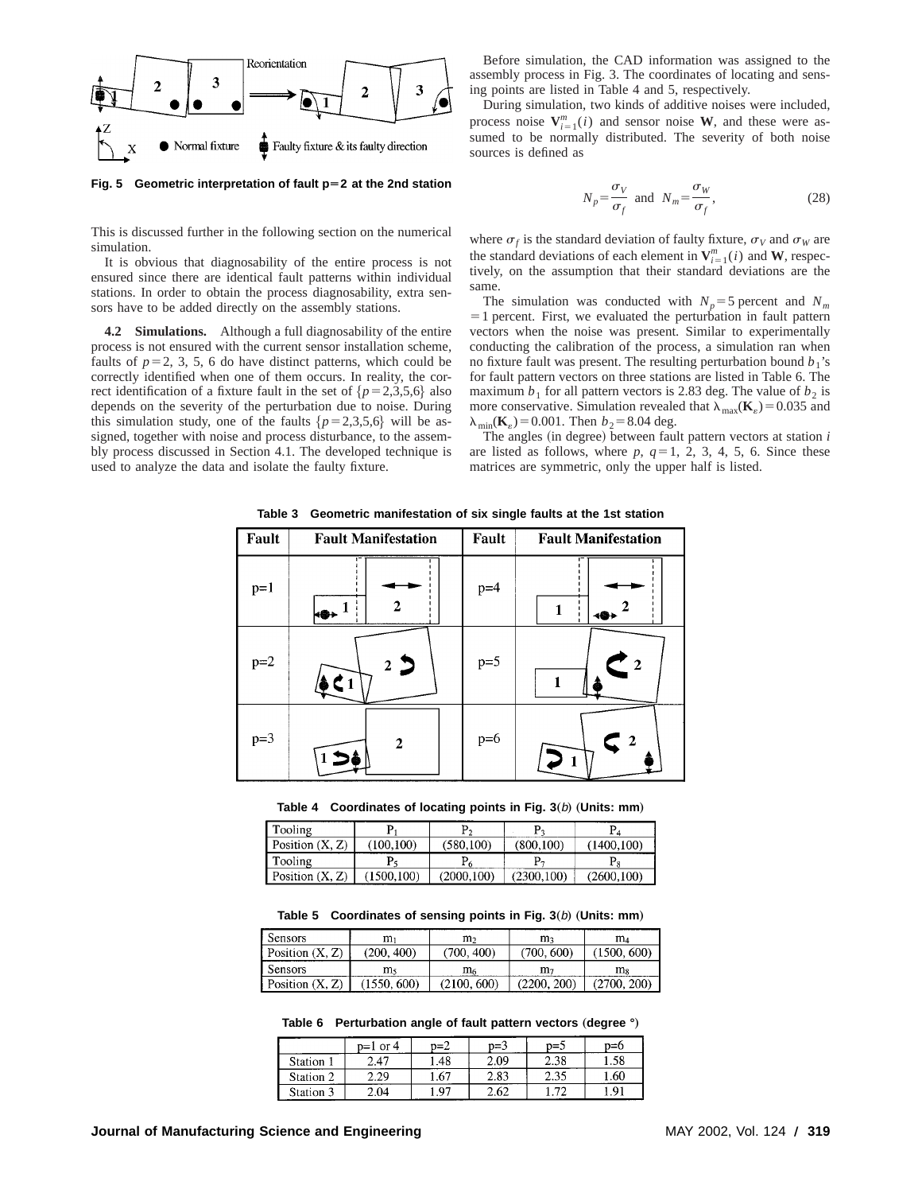Fig. 5 Geometric interpretation of fault p=2 at the 2nd station

This is discussed further in the following section on the numerical simulation.

It is obvious that diagnosability of the entire process is not ensured since there are identical fault patterns within individual stations. In order to obtain the process diagnosability, extra sensors have to be added directly on the assembly stations.

**4.2 Simulations.** Although a full diagnosability of the entire process is not ensured with the current sensor installation scheme, faults of $p=2$, 3, 5, 6 do have distinct patterns, which could be correctly identified when one of them occurs. In reality, the correct identification of a fixture fault in the set of $\{p=2,3,5,6\}$ also depends on the severity of the perturbation due to noise. During this simulation study, one of the faults $\{p=2,3,5,6\}$ will be assigned, together with noise and process disturbance, to the assembly process discussed in Section 4.1. The developed technique is used to analyze the data and isolate the faulty fixture.

Before simulation, the CAD information was assigned to the assembly process in Fig. 3. The coordinates of locating and sensing points are listed in Table 4 and 5, respectively.

During simulation, two kinds of additive noises were included, process noise $\mathbf{V}_{i=1}^{m}(i)$ and sensor noise $\mathbf{W}$, and these were assumed to be normally distributed. The severity of both noise sources is defined as

$$N_p=\frac{\sigma_V}{\sigma_f} \text{ and } N_m=\frac{\sigma_W}{\sigma_f}, \tag{28}$$

where $\sigma_f$ is the standard deviation of faulty fixture, $\sigma_V$ and $\sigma_W$ are the standard deviations of each element in $\mathbf{V}_{i=1}^{m}(i)$ and $\mathbf{W}$, respectively, on the assumption that their standard deviations are the same.

The simulation was conducted with $N_p=5$ percent and $N_m=1$ percent. First, we evaluated the perturbation in fault pattern vectors when the noise was present. Similar to experimentally conducting the calibration of the process, a simulation ran when no fixture fault was present. The resulting perturbation bound $b_1$'s for fault pattern vectors on three stations are listed in Table 6. The maximum $b_1$ for all pattern vectors is 2.83 deg. The value of $b_2$ is more conservative. Simulation revealed that $\lambda_{\max}(\mathbf{K}_\varepsilon)=0.035$ and $\lambda_{\min}(\mathbf{K}_\varepsilon)=0.001$. Then $b_2=8.04$ deg.

The angles (in degree) between fault pattern vectors at station $i$ are listed as follows, where $p$, $q=1$, 2, 3, 4, 5, 6. Since these matrices are symmetric, only the upper half is listed.

**Table 3 Geometric manifestation of six single faults at the 1st station**

| Fault | Fault Manifestation | Fault | Fault Manifestation |
|---|---|---|---|
| p=1 | | p=4 | |
| p=2 | | p=5 | |
| p=3 | | p=6 | |

**Table 4 Coordinates of locating points in Fig. 3(b) (Units: mm)**

| Tooling | $P_1$ | $P_2$ | $P_3$ | $P_4$ |
|---|---|---|---|---|
| Position (X, Z) | (100,100) | (580,100) | (800,100) | (1400,100) |
| Tooling | $P_5$ | $P_6$ | $P_7$ | $P_8$ |
| Position (X, Z) | (1500,100) | (2000,100) | (2300,100) | (2600,100) |

**Table 5 Coordinates of sensing points in Fig. 3(b) (Units: mm)**

| Sensors | $m_1$ | $m_2$ | $m_3$ | $m_4$ |
|---|---|---|---|---|
| Position (X, Z) | (200, 400) | (700, 400) | (700, 600) | (1500, 600) |
| Sensors | $m_5$ | $m_6$ | $m_7$ | $m_8$ |
| Position (X, Z) | (1550, 600) | (2100, 600) | (2200, 200) | (2700, 200) |

**Table 6 Perturbation angle of fault pattern vectors (degree °)**

| | p=1 or 4 | p=2 | p=3 | p=5 | p=6 |
|---|---|---|---|---|---|
| Station 1 | 2.47 | 1.48 | 2.09 | 2.38 | 1.58 |
| Station 2 | 2.29 | 1.67 | 2.83 | 2.35 | 1.60 |
| Station 3 | 2.04 | 1.97 | 2.62 | 1.72 | 1.91 |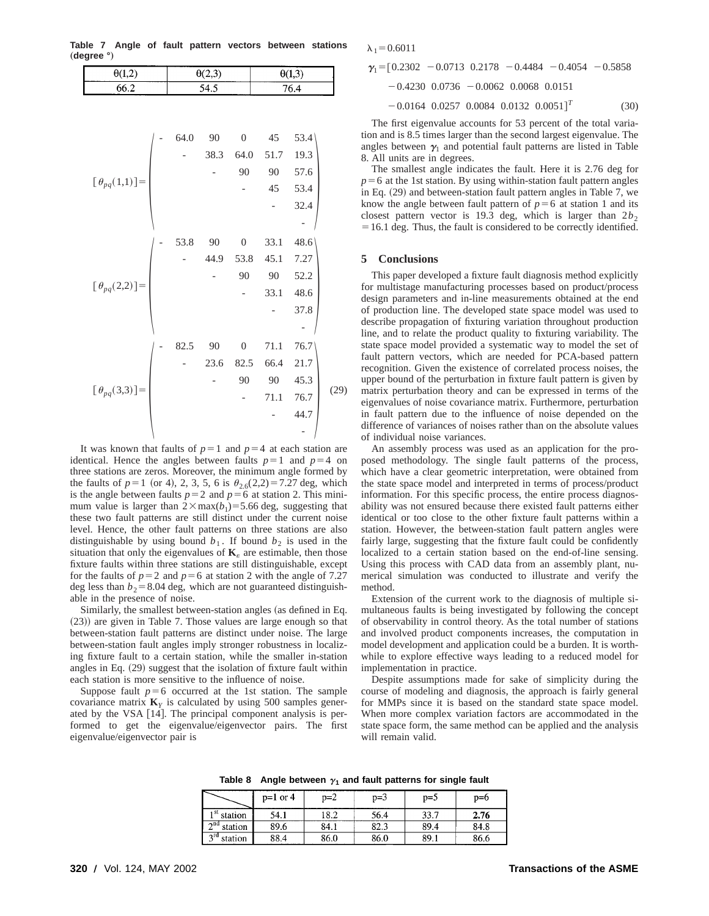**Table 7 Angle of fault pattern vectors between stations (degree °)**

| θ(1,2) | θ(2,3) | θ(1,3) |
|---|---|---|
| 66.2 | 54.5 | 76.4 |

$$[\theta_{pq}(1,1)] = \begin{pmatrix} - & 64.0 & 90 & 0 & 45 & 53.4 \\ & - & 38.3 & 64.0 & 51.7 & 19.3 \\ & & - & 90 & 90 & 57.6 \\ & & & - & 45 & 53.4 \\ & & & & - & 32.4 \\ & & & & & - \end{pmatrix}$$

$$[\theta_{pq}(2,2)] = \begin{pmatrix} - & 53.8 & 90 & 0 & 33.1 & 48.6 \\ & - & 44.9 & 53.8 & 45.1 & 7.27 \\ & & - & 90 & 90 & 52.2 \\ & & & - & 33.1 & 48.6 \\ & & & & - & 37.8 \\ & & & & & - \end{pmatrix}$$

$$[\theta_{pq}(3,3)] = \begin{pmatrix} - & 82.5 & 90 & 0 & 71.1 & 76.7 \\ & - & 23.6 & 82.5 & 66.4 & 21.7 \\ & & - & 90 & 90 & 45.3 \\ & & & - & 71.1 & 76.7 \\ & & & & - & 44.7 \\ & & & & & - \end{pmatrix} \quad (29)$$

It was known that faults of $p=1$ and $p=4$ at each station are identical. Hence the angles between faults $p=1$ and $p=4$ on three stations are zeros. Moreover, the minimum angle formed by the faults of $p=1$ (or 4), 2, 3, 5, 6 is $\theta_{2,6}(2,2)=7.27$ deg, which is the angle between faults $p=2$ and $p=6$ at station 2. This minimum value is larger than $2\times\max(b_1)=5.66$ deg, suggesting that these two fault patterns are still distinct under the current noise level. Hence, the other fault patterns on three stations are also distinguishable by using bound $b_1$. If bound $b_2$ is used in the situation that only the eigenvalues of $\mathbf{K}_\varepsilon$ are estimable, then those fixture faults within three stations are still distinguishable, except for the faults of $p=2$ and $p=6$ at station 2 with the angle of 7.27 deg less than $b_2=8.04$ deg, which are not guaranteed distinguishable in the presence of noise.

Similarly, the smallest between-station angles (as defined in Eq. (23)) are given in Table 7. Those values are large enough so that between-station fault patterns are distinct under noise. The large between-station fault angles imply stronger robustness in localizing fixture fault to a certain station, while the smaller in-station angles in Eq. (29) suggest that the isolation of fixture fault within each station is more sensitive to the influence of noise.

Suppose fault $p=6$ occurred at the 1st station. The sample covariance matrix $\mathbf{K}_Y$ is calculated by using 500 samples generated by the VSA [14]. The principal component analysis is performed to get the eigenvalue/eigenvector pairs. The first eigenvalue/eigenvector pair is

$$\lambda_1 = 0.6011$$

$$\begin{aligned}\boldsymbol{\gamma}_1 = [&0.2302 \;\; -0.0713 \;\; 0.2178 \;\; -0.4484 \;\; -0.4054 \;\; -0.5858 \\ &-0.4230 \;\; 0.0736 \;\; -0.0062 \;\; 0.0068 \;\; 0.0151 \\ &-0.0164 \;\; 0.0257 \;\; 0.0084 \;\; 0.0132 \;\; 0.0051]^T \end{aligned} \quad (30)$$

The first eigenvalue accounts for 53 percent of the total variation and is 8.5 times larger than the second largest eigenvalue. The angles between $\boldsymbol{\gamma}_1$ and potential fault patterns are listed in Table 8. All units are in degrees.

The smallest angle indicates the fault. Here it is 2.76 deg for $p=6$ at the 1st station. By using within-station fault pattern angles in Eq. (29) and between-station fault pattern angles in Table 7, we know the angle between fault pattern of $p=6$ at station 1 and its closest pattern vector is 19.3 deg, which is larger than $2b_2=16.1$ deg. Thus, the fault is considered to be correctly identified.

## 5 Conclusions

This paper developed a fixture fault diagnosis method explicitly for multistage manufacturing processes based on product/process design parameters and in-line measurements obtained at the end of production line. The developed state space model was used to describe propagation of fixturing variation throughout production line, and to relate the product quality to fixturing variability. The state space model provided a systematic way to model the set of fault pattern vectors, which are needed for PCA-based pattern recognition. Given the existence of correlated process noises, the upper bound of the perturbation in fixture fault pattern is given by matrix perturbation theory and can be expressed in terms of the eigenvalues of noise covariance matrix. Furthermore, perturbation in fault pattern due to the influence of noise depended on the difference of variances of noises rather than on the absolute values of individual noise variances.

An assembly process was used as an application for the proposed methodology. The single fault patterns of the process, which have a clear geometric interpretation, were obtained from the state space model and interpreted in terms of process/product information. For this specific process, the entire process diagnosability was not ensured because there existed fault patterns either identical or too close to the other fixture fault patterns within a station. However, the between-station fault pattern angles were fairly large, suggesting that the fixture fault could be confidently localized to a certain station based on the end-of-line sensing. Using this process with CAD data from an assembly plant, numerical simulation was conducted to illustrate and verify the method.

Extension of the current work to the diagnosis of multiple simultaneous faults is being investigated by following the concept of observability in control theory. As the total number of stations and involved product components increases, the computation in model development and application could be a burden. It is worthwhile to explore effective ways leading to a reduced model for implementation in practice.

Despite assumptions made for sake of simplicity during the course of modeling and diagnosis, the approach is fairly general for MMPs since it is based on the standard state space model. When more complex variation factors are accommodated in the state space form, the same method can be applied and the analysis will remain valid.

**Table 8 Angle between $\gamma_1$ and fault patterns for single fault**

| | p=1 or 4 | p=2 | p=3 | p=5 | p=6 |
|---|---|---|---|---|---|
| 1st station | 54.1 | 18.2 | 56.4 | 33.7 | **2.76** |
| 2nd station | 89.6 | 84.1 | 82.3 | 89.4 | 84.8 |
| 3rd station | 88.4 | 86.0 | 86.0 | 89.1 | 86.6 |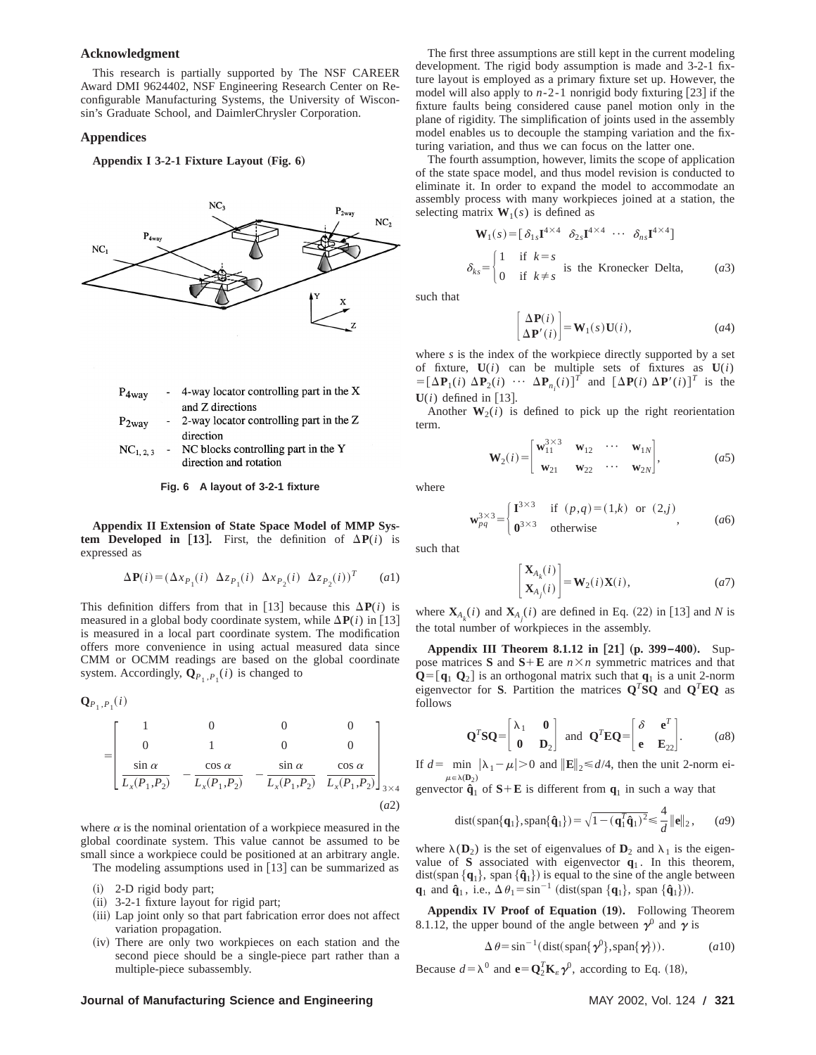## Acknowledgment

This research is partially supported by The NSF CAREER Award DMI 9624402, NSF Engineering Research Center on Reconfigurable Manufacturing Systems, the University of Wisconsin's Graduate School, and DaimlerChrysler Corporation.

## Appendices

**Appendix I 3-2-1 Fixture Layout (Fig. 6)**

| | | |
|---|---|---|
| $P_{4way}$ | - | 4-way locator controlling part in the X and Z directions |
| $P_{2way}$ | - | 2-way locator controlling part in the Z direction |
| $NC_{1,2,3}$ | - | NC blocks controlling part in the Y direction and rotation |

**Fig. 6 A layout of 3-2-1 fixture**

**Appendix II Extension of State Space Model of MMP System Developed in [13].** First, the definition of $\Delta\mathbf{P}(i)$ is expressed as

$$\Delta\mathbf{P}(i) = (\Delta x_{P_1}(i) \;\; \Delta z_{P_1}(i) \;\; \Delta x_{P_2}(i) \;\; \Delta z_{P_2}(i))^T \qquad (a1)$$

This definition differs from that in [13] because this $\Delta\mathbf{P}(i)$ is measured in a global body coordinate system, while $\Delta\mathbf{P}(i)$ in [13] is measured in a local part coordinate system. The modification offers more convenience in using actual measured data since CMM or OCMM readings are based on the global coordinate system. Accordingly, $\mathbf{Q}_{P_1,P_1}(i)$ is changed to

$$\mathbf{Q}_{P_1,P_1}(i) = \begin{bmatrix} 1 & 0 & 0 & 0 \\ 0 & 1 & 0 & 0 \\ \dfrac{\sin\alpha}{L_x(P_1,P_2)} & -\dfrac{\cos\alpha}{L_x(P_1,P_2)} & -\dfrac{\sin\alpha}{L_x(P_1,P_2)} & \dfrac{\cos\alpha}{L_x(P_1,P_2)} \end{bmatrix}_{3\times 4} \qquad (a2)$$

where $\alpha$ is the nominal orientation of a workpiece measured in the global coordinate system. This value cannot be assumed to be small since a workpiece could be positioned at an arbitrary angle.

The modeling assumptions used in [13] can be summarized as

(i) 2-D rigid body part;
(ii) 3-2-1 fixture layout for rigid part;
(iii) Lap joint only so that part fabrication error does not affect variation propagation.
(iv) There are only two workpieces on each station and the second piece should be a single-piece part rather than a multiple-piece subassembly.

The first three assumptions are still kept in the current modeling development. The rigid body assumption is made and 3-2-1 fixture layout is employed as a primary fixture set up. However, the model will also apply to $n$-2-1 nonrigid body fixturing [23] if the fixture faults being considered cause panel motion only in the plane of rigidity. The simplification of joints used in the assembly model enables us to decouple the stamping variation and the fixturing variation, and thus we can focus on the latter one.

The fourth assumption, however, limits the scope of application of the state space model, and thus model revision is conducted to eliminate it. In order to expand the model to accommodate an assembly process with many workpieces joined at a station, the selecting matrix $\mathbf{W}_1(s)$ is defined as

$$\mathbf{W}_1(s) = [\delta_{1s}\mathbf{I}^{4\times 4} \;\; \delta_{2s}\mathbf{I}^{4\times 4} \;\; \cdots \;\; \delta_{ns}\mathbf{I}^{4\times 4}]$$

$$\delta_{ks} = \begin{cases} 1 & \text{if } k = s \\ 0 & \text{if } k \neq s \end{cases} \text{ is the Kronecker Delta,} \qquad (a3)$$

such that

$$\begin{bmatrix} \Delta\mathbf{P}(i) \\ \Delta\mathbf{P}'(i) \end{bmatrix} = \mathbf{W}_1(s)\mathbf{U}(i), \qquad (a4)$$

where $s$ is the index of the workpiece directly supported by a set of fixture, $\mathbf{U}(i)$ can be multiple sets of fixtures as $\mathbf{U}(i) = [\Delta\mathbf{P}_1(i) \; \Delta\mathbf{P}_2(i) \; \cdots \; \Delta\mathbf{P}_{n_i}(i)]^T$ and $[\Delta\mathbf{P}(i) \; \Delta\mathbf{P}'(i)]^T$ is the $\mathbf{U}(i)$ defined in [13].

Another $\mathbf{W}_2(i)$ is defined to pick up the right reorientation term.

$$\mathbf{W}_2(i) = \begin{bmatrix} \mathbf{w}_{11}^{3\times 3} & \mathbf{w}_{12} & \cdots & \mathbf{w}_{1N} \\ \mathbf{w}_{21} & \mathbf{w}_{22} & \cdots & \mathbf{w}_{2N} \end{bmatrix}, \qquad (a5)$$

where

$$\mathbf{w}_{pq}^{3\times 3} = \begin{cases} \mathbf{I}^{3\times 3} & \text{if } (p,q) = (1,k) \text{ or } (2,j) \\ \mathbf{0}^{3\times 3} & \text{otherwise} \end{cases}, \qquad (a6)$$

such that

$$\begin{bmatrix} \mathbf{X}_{A_k}(i) \\ \mathbf{X}_{A_j}(i) \end{bmatrix} = \mathbf{W}_2(i)\mathbf{X}(i), \qquad (a7)$$

where $\mathbf{X}_{A_k}(i)$ and $\mathbf{X}_{A_j}(i)$ are defined in Eq. (22) in [13] and $N$ is the total number of workpieces in the assembly.

**Appendix III Theorem 8.1.12 in [21] (p. 399–400).** Suppose matrices $\mathbf{S}$ and $\mathbf{S}+\mathbf{E}$ are $n\times n$ symmetric matrices and that $\mathbf{Q} = [\mathbf{q}_1 \; \mathbf{Q}_2]$ is an orthogonal matrix such that $\mathbf{q}_1$ is a unit 2-norm eigenvector for $\mathbf{S}$. Partition the matrices $\mathbf{Q}^T\mathbf{S}\mathbf{Q}$ and $\mathbf{Q}^T\mathbf{E}\mathbf{Q}$ as follows

$$\mathbf{Q}^T\mathbf{S}\mathbf{Q} = \begin{bmatrix} \lambda_1 & \mathbf{0} \\ \mathbf{0} & \mathbf{D}_2 \end{bmatrix} \text{ and } \mathbf{Q}^T\mathbf{E}\mathbf{Q} = \begin{bmatrix} \delta & \mathbf{e}^T \\ \mathbf{e} & \mathbf{E}_{22} \end{bmatrix}. \qquad (a8)$$

If $d = \min_{\mu\in\lambda(\mathbf{D}_2)} |\lambda_1 - \mu| > 0$ and $\|\mathbf{E}\|_2 \leq d/4$, then the unit 2-norm eigenvector $\hat{\mathbf{q}}_1$ of $\mathbf{S}+\mathbf{E}$ is different from $\mathbf{q}_1$ in such a way that

$$\text{dist}(\text{span}\{\mathbf{q}_1\}, \text{span}\{\hat{\mathbf{q}}_1\}) = \sqrt{1 - (\mathbf{q}_1^T\hat{\mathbf{q}}_1)^2} \leq \frac{4}{d}\|\mathbf{e}\|_2, \qquad (a9)$$

where $\lambda(\mathbf{D}_2)$ is the set of eigenvalues of $\mathbf{D}_2$ and $\lambda_1$ is the eigenvalue of $\mathbf{S}$ associated with eigenvector $\mathbf{q}_1$. In this theorem, dist(span $\{\mathbf{q}_1\}$, span $\{\hat{\mathbf{q}}_1\}$) is equal to the sine of the angle between $\mathbf{q}_1$ and $\hat{\mathbf{q}}_1$, i.e., $\Delta\theta_1 = \sin^{-1}$ (dist(span $\{\mathbf{q}_1\}$, span $\{\hat{\mathbf{q}}_1\}$)).

**Appendix IV Proof of Equation (19).** Following Theorem 8.1.12, the upper bound of the angle between $\boldsymbol{\gamma}^0$ and $\boldsymbol{\gamma}$ is

$$\Delta\theta = \sin^{-1}(\text{dist}(\text{span}\{\boldsymbol{\gamma}^0\}, \text{span}\{\boldsymbol{\gamma}\})). \qquad (a10)$$

Because $d = \lambda^0$ and $\mathbf{e} = \mathbf{Q}_2^T\mathbf{K}_\varepsilon\boldsymbol{\gamma}^0$, according to Eq. (18),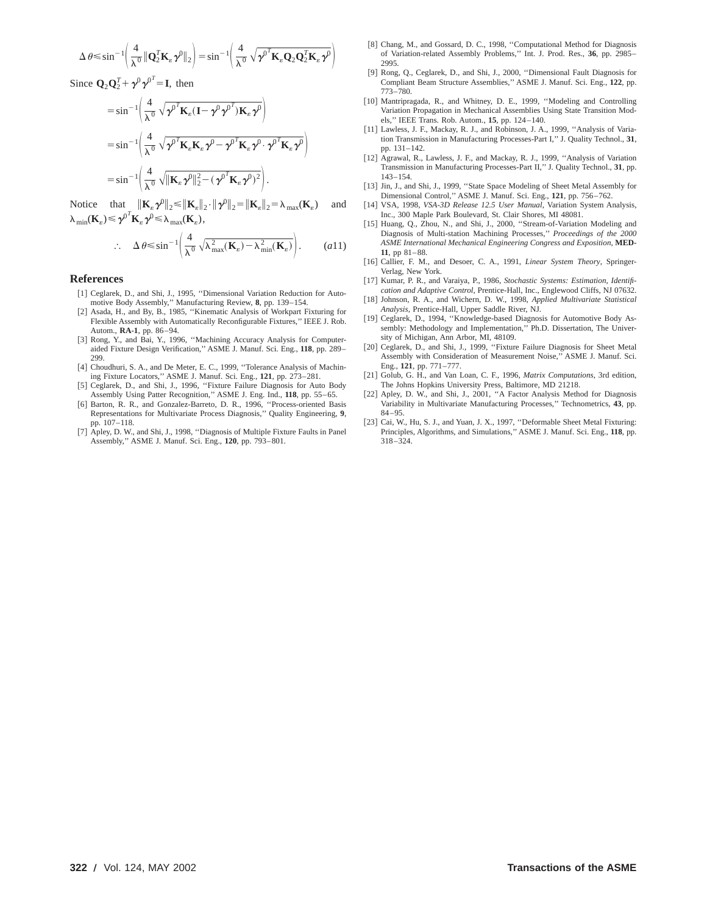$$\Delta\theta \leq \sin^{-1}\left(\frac{4}{\lambda^0}\|\mathbf{Q}_2^T\mathbf{K}_\varepsilon\boldsymbol{\gamma}^0\|_2\right) = \sin^{-1}\left(\frac{4}{\lambda^0}\sqrt{\boldsymbol{\gamma}^{0^T}\mathbf{K}_\varepsilon\mathbf{Q}_2\mathbf{Q}_2^T\mathbf{K}_\varepsilon\boldsymbol{\gamma}^0}\right)$$

Since $\mathbf{Q}_2\mathbf{Q}_2^T + \boldsymbol{\gamma}^0\boldsymbol{\gamma}^{0^T} = \mathbf{I}$, then

$$= \sin^{-1}\left(\frac{4}{\lambda^0}\sqrt{\boldsymbol{\gamma}^{0^T}\mathbf{K}_\varepsilon(\mathbf{I} - \boldsymbol{\gamma}^0\boldsymbol{\gamma}^{0^T})\mathbf{K}_\varepsilon\boldsymbol{\gamma}^0}\right)$$

$$= \sin^{-1}\left(\frac{4}{\lambda^0}\sqrt{\boldsymbol{\gamma}^{0^T}\mathbf{K}_\varepsilon\mathbf{K}_\varepsilon\boldsymbol{\gamma}^0 - \boldsymbol{\gamma}^{0^T}\mathbf{K}_\varepsilon\boldsymbol{\gamma}^0 \cdot \boldsymbol{\gamma}^{0^T}\mathbf{K}_\varepsilon\boldsymbol{\gamma}^0}\right)$$

$$= \sin^{-1}\left(\frac{4}{\lambda^0}\sqrt{\|\mathbf{K}_\varepsilon\boldsymbol{\gamma}^0\|_2^2 - (\boldsymbol{\gamma}^{0^T}\mathbf{K}_\varepsilon\boldsymbol{\gamma}^0)^2}\right).$$

Notice that $\|\mathbf{K}_\varepsilon\boldsymbol{\gamma}^0\|_2 \leq \|\mathbf{K}_\varepsilon\|_2 \cdot \|\boldsymbol{\gamma}^0\|_2 = \|\mathbf{K}_\varepsilon\|_2 = \lambda_{\max}(\mathbf{K}_\varepsilon)$ and $\lambda_{\min}(\mathbf{K}_\varepsilon) \leq \boldsymbol{\gamma}^{0^T}\mathbf{K}_\varepsilon\boldsymbol{\gamma}^0 \leq \lambda_{\max}(\mathbf{K}_\varepsilon)$,

$$\therefore \quad \Delta\theta \leq \sin^{-1}\left(\frac{4}{\lambda^0}\sqrt{\lambda_{\max}^2(\mathbf{K}_\varepsilon) - \lambda_{\min}^2(\mathbf{K}_\varepsilon)}\right). \qquad (a11)$$

## References

[1] Ceglarek, D., and Shi, J., 1995, "Dimensional Variation Reduction for Automotive Body Assembly," Manufacturing Review, **8**, pp. 139–154.

[2] Asada, H., and By, B., 1985, "Kinematic Analysis of Workpart Fixturing for Flexible Assembly with Automatically Reconfigurable Fixtures," IEEE J. Rob. Autom., **RA-1**, pp. 86–94.

[3] Rong, Y., and Bai, Y., 1996, "Machining Accuracy Analysis for Computer-aided Fixture Design Verification," ASME J. Manuf. Sci. Eng., **118**, pp. 289–299.

[4] Choudhuri, S. A., and De Meter, E. C., 1999, "Tolerance Analysis of Machining Fixture Locators," ASME J. Manuf. Sci. Eng., **121**, pp. 273–281.

[5] Ceglarek, D., and Shi, J., 1996, "Fixture Failure Diagnosis for Auto Body Assembly Using Patter Recognition," ASME J. Eng. Ind., **118**, pp. 55–65.

[6] Barton, R. R., and Gonzalez-Barreto, D. R., 1996, "Process-oriented Basis Representations for Multivariate Process Diagnosis," Quality Engineering, **9**, pp. 107–118.

[7] Apley, D. W., and Shi, J., 1998, "Diagnosis of Multiple Fixture Faults in Panel Assembly," ASME J. Manuf. Sci. Eng., **120**, pp. 793–801.

[8] Chang, M., and Gossard, D. C., 1998, "Computational Method for Diagnosis of Variation-related Assembly Problems," Int. J. Prod. Res., **36**, pp. 2985–2995.

[9] Rong, Q., Ceglarek, D., and Shi, J., 2000, "Dimensional Fault Diagnosis for Compliant Beam Structure Assemblies," ASME J. Manuf. Sci. Eng., **122**, pp. 773–780.

[10] Mantripragada, R., and Whitney, D. E., 1999, "Modeling and Controlling Variation Propagation in Mechanical Assemblies Using State Transition Models," IEEE Trans. Rob. Autom., **15**, pp. 124–140.

[11] Lawless, J. F., Mackay, R. J., and Robinson, J. A., 1999, "Analysis of Variation Transmission in Manufacturing Processes-Part I," J. Quality Technol., **31**, pp. 131–142.

[12] Agrawal, R., Lawless, J. F., and Mackay, R. J., 1999, "Analysis of Variation Transmission in Manufacturing Processes-Part II," J. Quality Technol., **31**, pp. 143–154.

[13] Jin, J., and Shi, J., 1999, "State Space Modeling of Sheet Metal Assembly for Dimensional Control," ASME J. Manuf. Sci. Eng., **121**, pp. 756–762.

[14] VSA, 1998, *VSA-3D Release 12.5 User Manual*, Variation System Analysis, Inc., 300 Maple Park Boulevard, St. Clair Shores, MI 48081.

[15] Huang, Q., Zhou, N., and Shi, J., 2000, "Stream-of-Variation Modeling and Diagnosis of Multi-station Machining Processes," *Proceedings of the 2000 ASME International Mechanical Engineering Congress and Exposition*, **MED-11**, pp 81–88.

[16] Callier, F. M., and Desoer, C. A., 1991, *Linear System Theory*, Springer-Verlag, New York.

[17] Kumar, P. R., and Varaiya, P., 1986, *Stochastic Systems: Estimation, Identification and Adaptive Control*, Prentice-Hall, Inc., Englewood Cliffs, NJ 07632.

[18] Johnson, R. A., and Wichern, D. W., 1998, *Applied Multivariate Statistical Analysis*, Prentice-Hall, Upper Saddle River, NJ.

[19] Ceglarek, D., 1994, "Knowledge-based Diagnosis for Automotive Body Assembly: Methodology and Implementation," Ph.D. Dissertation, The University of Michigan, Ann Arbor, MI, 48109.

[20] Ceglarek, D., and Shi, J., 1999, "Fixture Failure Diagnosis for Sheet Metal Assembly with Consideration of Measurement Noise," ASME J. Manuf. Sci. Eng., **121**, pp. 771–777.

[21] Golub, G. H., and Van Loan, C. F., 1996, *Matrix Computations*, 3rd edition, The Johns Hopkins University Press, Baltimore, MD 21218.

[22] Apley, D. W., and Shi, J., 2001, "A Factor Analysis Method for Diagnosis Variability in Multivariate Manufacturing Processes," Technometrics, **43**, pp. 84–95.

[23] Cai, W., Hu, S. J., and Yuan, J. X., 1997, "Deformable Sheet Metal Fixturing: Principles, Algorithms, and Simulations," ASME J. Manuf. Sci. Eng., **118**, pp. 318–324.